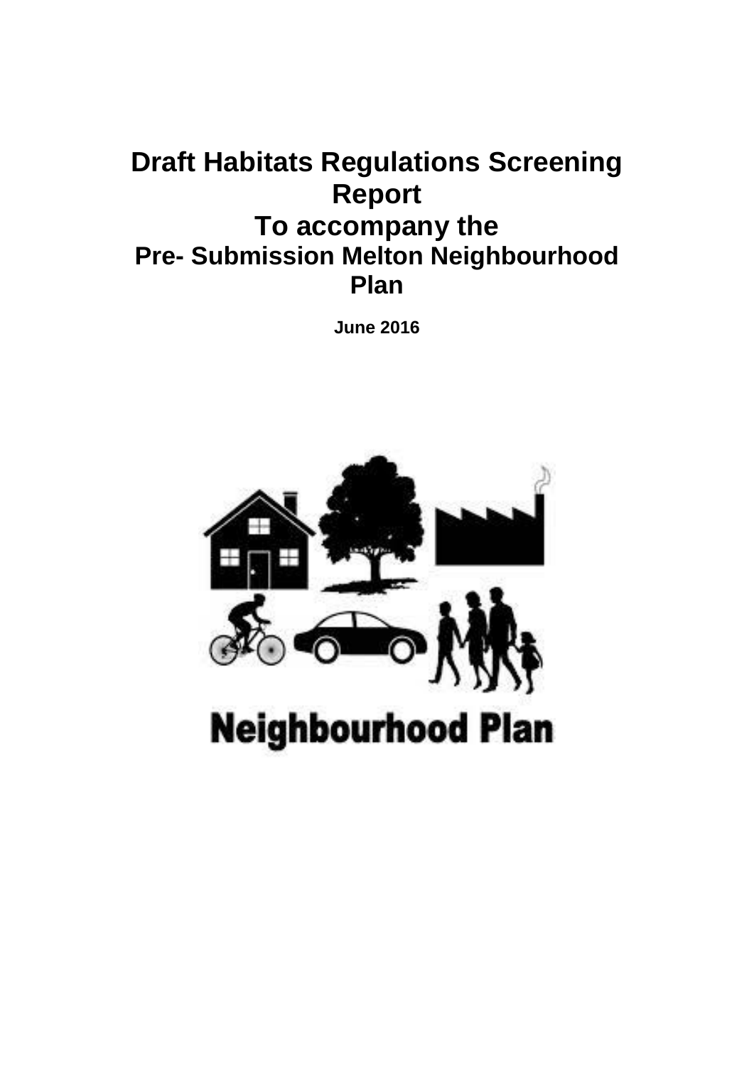# Draft Habitats Regulations Screening Report
# To accompany the
# Pre- Submission Melton Neighbourhood Plan

**June 2016**

Neighbourhood Plan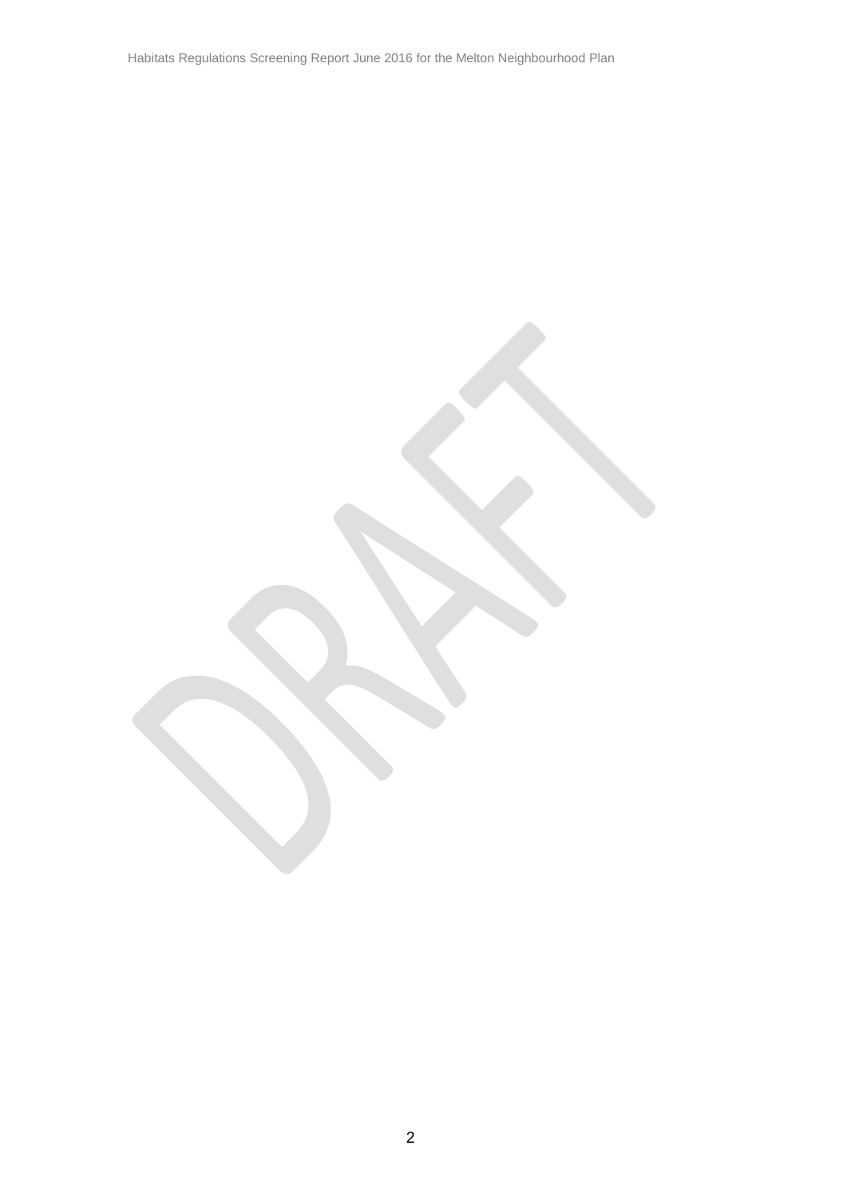DRAFT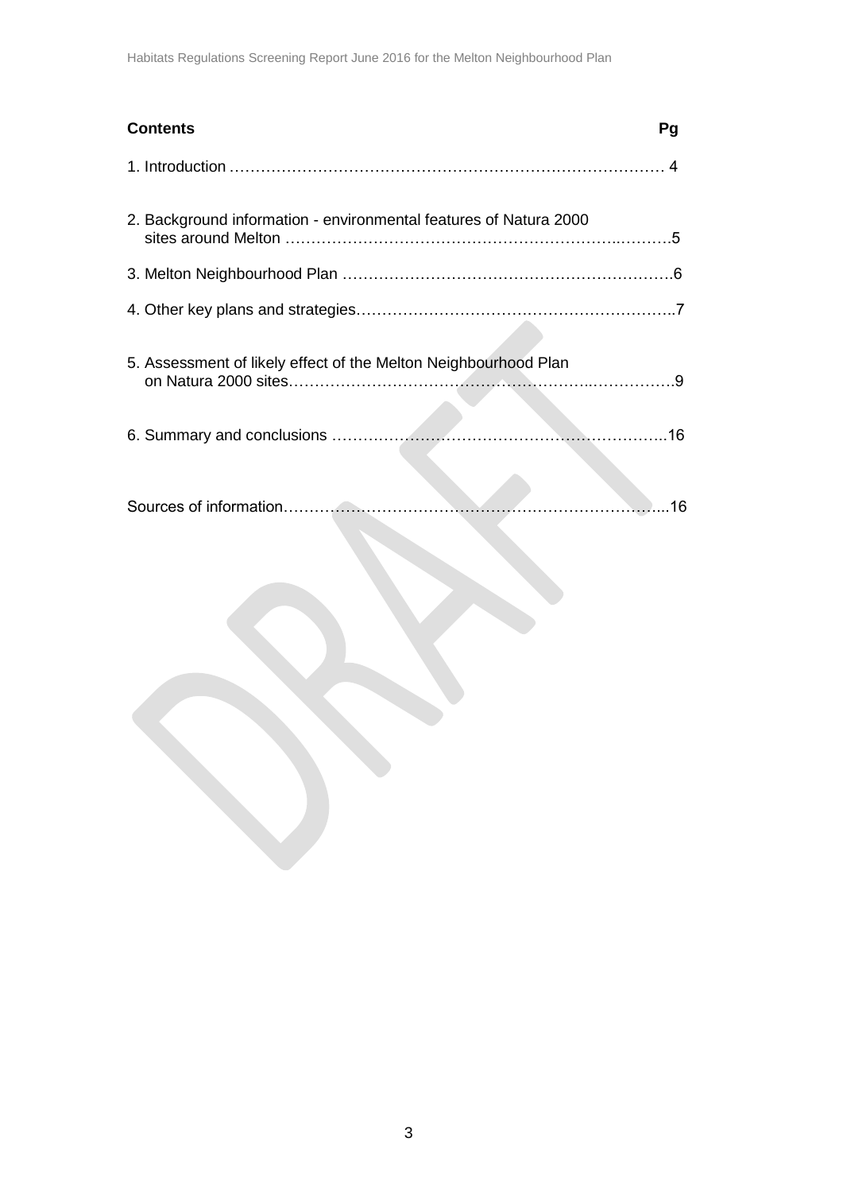| Contents | Pg |
|---|---|
| 1. Introduction | 4 |
| 2. Background information - environmental features of Natura 2000 sites around Melton | 5 |
| 3. Melton Neighbourhood Plan | 6 |
| 4. Other key plans and strategies | 7 |
| 5. Assessment of likely effect of the Melton Neighbourhood Plan on Natura 2000 sites | 9 |
| 6. Summary and conclusions | 16 |
| Sources of information | 16 |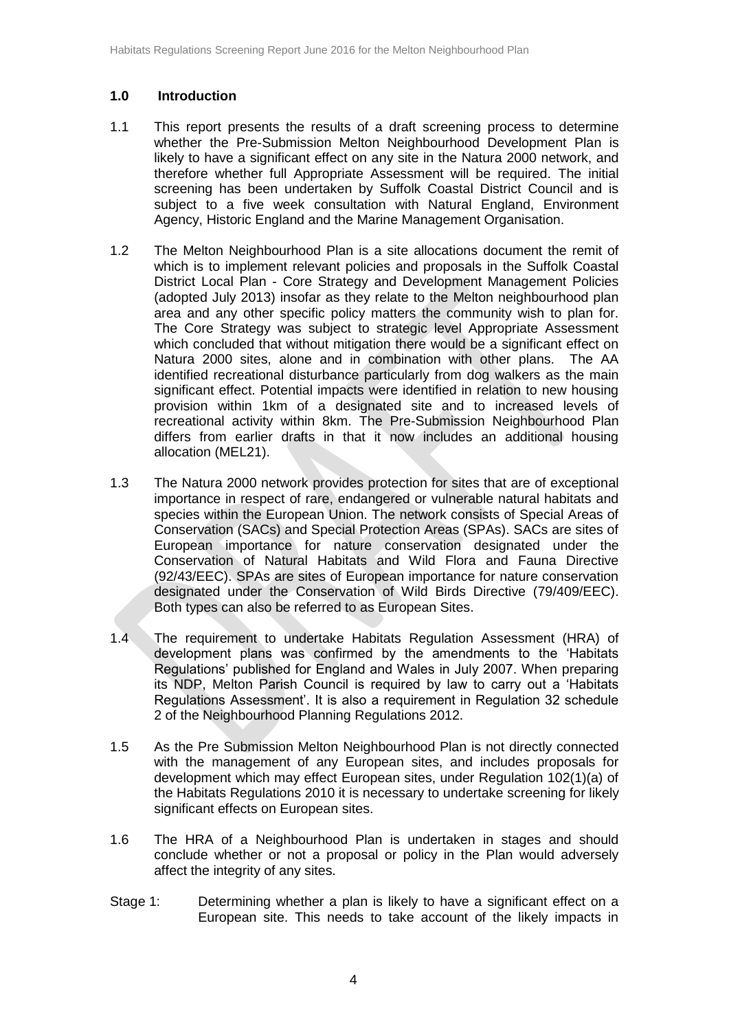## 1.0 Introduction

1.1 This report presents the results of a draft screening process to determine whether the Pre-Submission Melton Neighbourhood Development Plan is likely to have a significant effect on any site in the Natura 2000 network, and therefore whether full Appropriate Assessment will be required. The initial screening has been undertaken by Suffolk Coastal District Council and is subject to a five week consultation with Natural England, Environment Agency, Historic England and the Marine Management Organisation.

1.2 The Melton Neighbourhood Plan is a site allocations document the remit of which is to implement relevant policies and proposals in the Suffolk Coastal District Local Plan - Core Strategy and Development Management Policies (adopted July 2013) insofar as they relate to the Melton neighbourhood plan area and any other specific policy matters the community wish to plan for. The Core Strategy was subject to strategic level Appropriate Assessment which concluded that without mitigation there would be a significant effect on Natura 2000 sites, alone and in combination with other plans. The AA identified recreational disturbance particularly from dog walkers as the main significant effect. Potential impacts were identified in relation to new housing provision within 1km of a designated site and to increased levels of recreational activity within 8km. The Pre-Submission Neighbourhood Plan differs from earlier drafts in that it now includes an additional housing allocation (MEL21).

1.3 The Natura 2000 network provides protection for sites that are of exceptional importance in respect of rare, endangered or vulnerable natural habitats and species within the European Union. The network consists of Special Areas of Conservation (SACs) and Special Protection Areas (SPAs). SACs are sites of European importance for nature conservation designated under the Conservation of Natural Habitats and Wild Flora and Fauna Directive (92/43/EEC). SPAs are sites of European importance for nature conservation designated under the Conservation of Wild Birds Directive (79/409/EEC). Both types can also be referred to as European Sites.

1.4 The requirement to undertake Habitats Regulation Assessment (HRA) of development plans was confirmed by the amendments to the 'Habitats Regulations' published for England and Wales in July 2007. When preparing its NDP, Melton Parish Council is required by law to carry out a 'Habitats Regulations Assessment'. It is also a requirement in Regulation 32 schedule 2 of the Neighbourhood Planning Regulations 2012.

1.5 As the Pre Submission Melton Neighbourhood Plan is not directly connected with the management of any European sites, and includes proposals for development which may effect European sites, under Regulation 102(1)(a) of the Habitats Regulations 2010 it is necessary to undertake screening for likely significant effects on European sites.

1.6 The HRA of a Neighbourhood Plan is undertaken in stages and should conclude whether or not a proposal or policy in the Plan would adversely affect the integrity of any sites.

Stage 1: Determining whether a plan is likely to have a significant effect on a European site. This needs to take account of the likely impacts in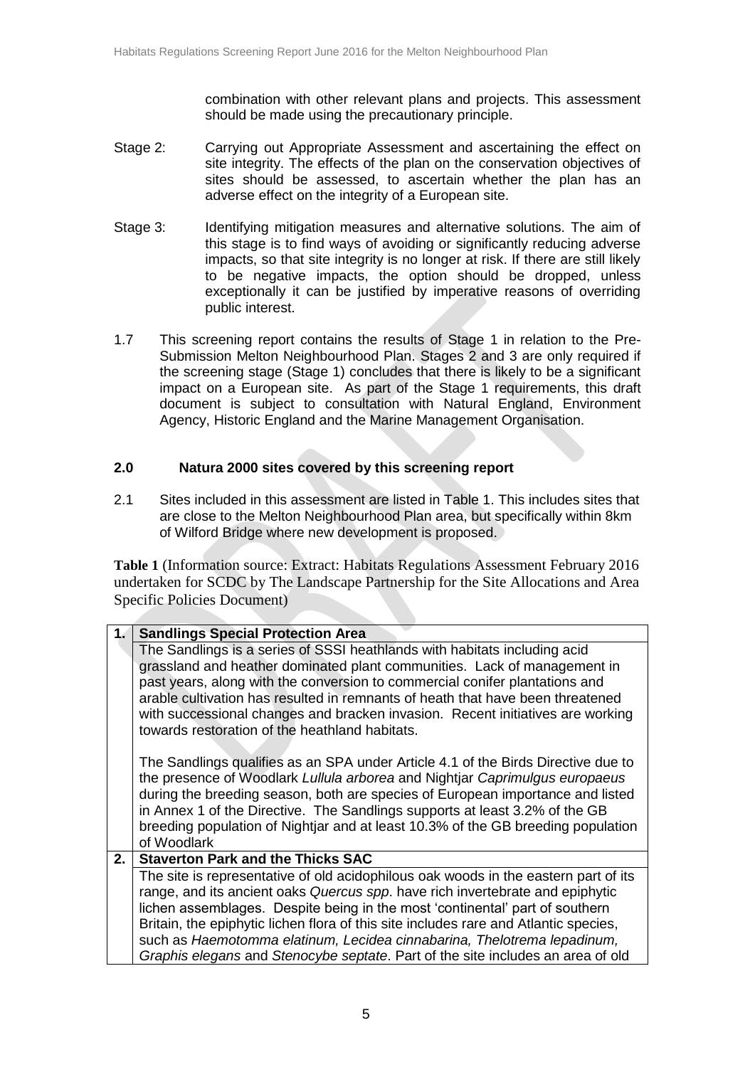combination with other relevant plans and projects. This assessment should be made using the precautionary principle.

Stage 2: Carrying out Appropriate Assessment and ascertaining the effect on site integrity. The effects of the plan on the conservation objectives of sites should be assessed, to ascertain whether the plan has an adverse effect on the integrity of a European site.

Stage 3: Identifying mitigation measures and alternative solutions. The aim of this stage is to find ways of avoiding or significantly reducing adverse impacts, so that site integrity is no longer at risk. If there are still likely to be negative impacts, the option should be dropped, unless exceptionally it can be justified by imperative reasons of overriding public interest.

1.7 This screening report contains the results of Stage 1 in relation to the Pre-Submission Melton Neighbourhood Plan. Stages 2 and 3 are only required if the screening stage (Stage 1) concludes that there is likely to be a significant impact on a European site. As part of the Stage 1 requirements, this draft document is subject to consultation with Natural England, Environment Agency, Historic England and the Marine Management Organisation.

## 2.0 Natura 2000 sites covered by this screening report

2.1 Sites included in this assessment are listed in Table 1. This includes sites that are close to the Melton Neighbourhood Plan area, but specifically within 8km of Wilford Bridge where new development is proposed.

**Table 1** (Information source: Extract: Habitats Regulations Assessment February 2016 undertaken for SCDC by The Landscape Partnership for the Site Allocations and Area Specific Policies Document)

| | |
|---|---|
| **1.** | **Sandlings Special Protection Area** |
| | The Sandlings is a series of SSSI heathlands with habitats including acid grassland and heather dominated plant communities. Lack of management in past years, along with the conversion to commercial conifer plantations and arable cultivation has resulted in remnants of heath that have been threatened with successional changes and bracken invasion. Recent initiatives are working towards restoration of the heathland habitats.<br><br>The Sandlings qualifies as an SPA under Article 4.1 of the Birds Directive due to the presence of Woodlark *Lullula arborea* and Nightjar *Caprimulgus europaeus* during the breeding season, both are species of European importance and listed in Annex 1 of the Directive. The Sandlings supports at least 3.2% of the GB breeding population of Nightjar and at least 10.3% of the GB breeding population of Woodlark |
| **2.** | **Staverton Park and the Thicks SAC** |
| | The site is representative of old acidophilous oak woods in the eastern part of its range, and its ancient oaks *Quercus spp*. have rich invertebrate and epiphytic lichen assemblages. Despite being in the most 'continental' part of southern Britain, the epiphytic lichen flora of this site includes rare and Atlantic species, such as *Haemotomma elatinum, Lecidea cinnabarina, Thelotrema lepadinum, Graphis elegans* and *Stenocybe septate*. Part of the site includes an area of old |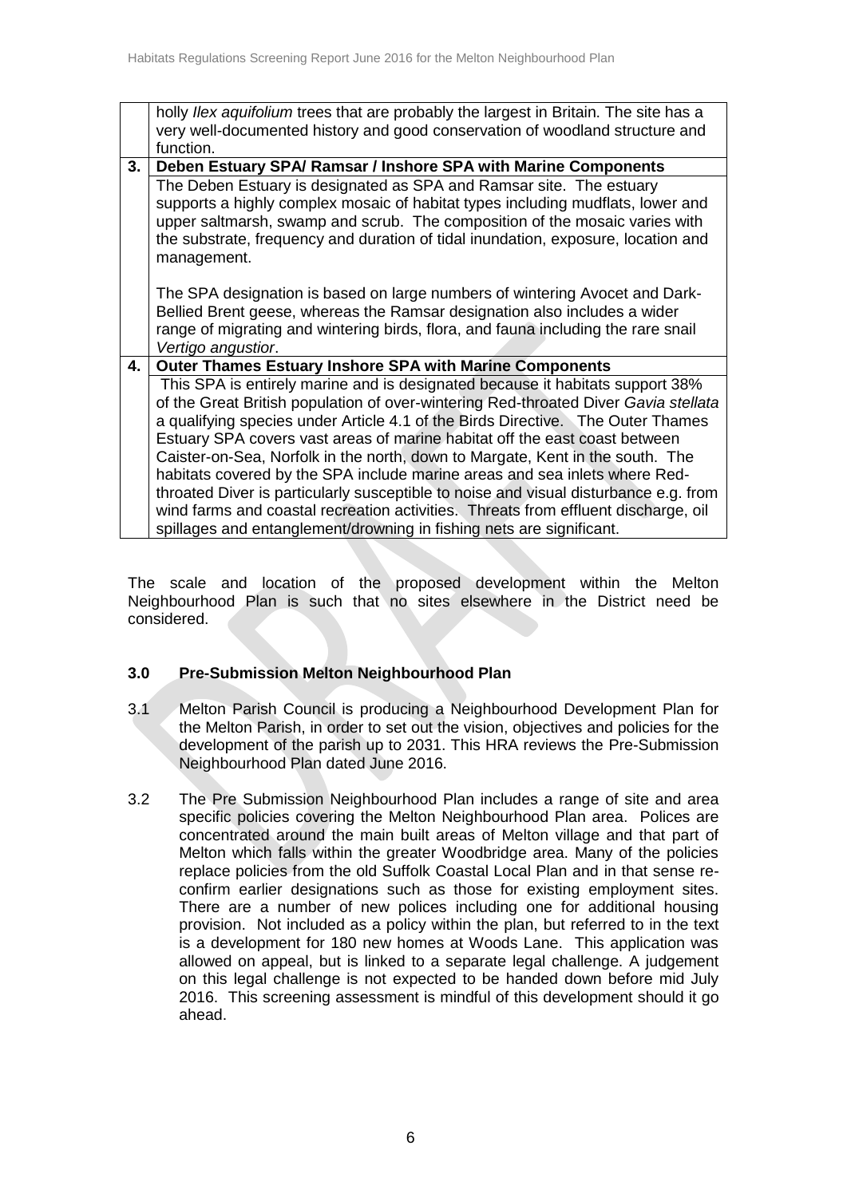|  |  |
|---|---|
|  | holly *Ilex aquifolium* trees that are probably the largest in Britain. The site has a very well-documented history and good conservation of woodland structure and function. |
| **3.** | **Deben Estuary SPA/ Ramsar / Inshore SPA with Marine Components** |
|  | The Deben Estuary is designated as SPA and Ramsar site. The estuary supports a highly complex mosaic of habitat types including mudflats, lower and upper saltmarsh, swamp and scrub. The composition of the mosaic varies with the substrate, frequency and duration of tidal inundation, exposure, location and management.<br><br>The SPA designation is based on large numbers of wintering Avocet and Dark-Bellied Brent geese, whereas the Ramsar designation also includes a wider range of migrating and wintering birds, flora, and fauna including the rare snail *Vertigo angustior*. |
| **4.** | **Outer Thames Estuary Inshore SPA with Marine Components** |
|  | This SPA is entirely marine and is designated because it habitats support 38% of the Great British population of over-wintering Red-throated Diver *Gavia stellata* a qualifying species under Article 4.1 of the Birds Directive. The Outer Thames Estuary SPA covers vast areas of marine habitat off the east coast between Caister-on-Sea, Norfolk in the north, down to Margate, Kent in the south. The habitats covered by the SPA include marine areas and sea inlets where Red-throated Diver is particularly susceptible to noise and visual disturbance e.g. from wind farms and coastal recreation activities. Threats from effluent discharge, oil spillages and entanglement/drowning in fishing nets are significant. |

The scale and location of the proposed development within the Melton Neighbourhood Plan is such that no sites elsewhere in the District need be considered.

## 3.0 Pre-Submission Melton Neighbourhood Plan

3.1 Melton Parish Council is producing a Neighbourhood Development Plan for the Melton Parish, in order to set out the vision, objectives and policies for the development of the parish up to 2031. This HRA reviews the Pre-Submission Neighbourhood Plan dated June 2016.

3.2 The Pre Submission Neighbourhood Plan includes a range of site and area specific policies covering the Melton Neighbourhood Plan area. Polices are concentrated around the main built areas of Melton village and that part of Melton which falls within the greater Woodbridge area. Many of the policies replace policies from the old Suffolk Coastal Local Plan and in that sense re-confirm earlier designations such as those for existing employment sites. There are a number of new polices including one for additional housing provision. Not included as a policy within the plan, but referred to in the text is a development for 180 new homes at Woods Lane. This application was allowed on appeal, but is linked to a separate legal challenge. A judgement on this legal challenge is not expected to be handed down before mid July 2016. This screening assessment is mindful of this development should it go ahead.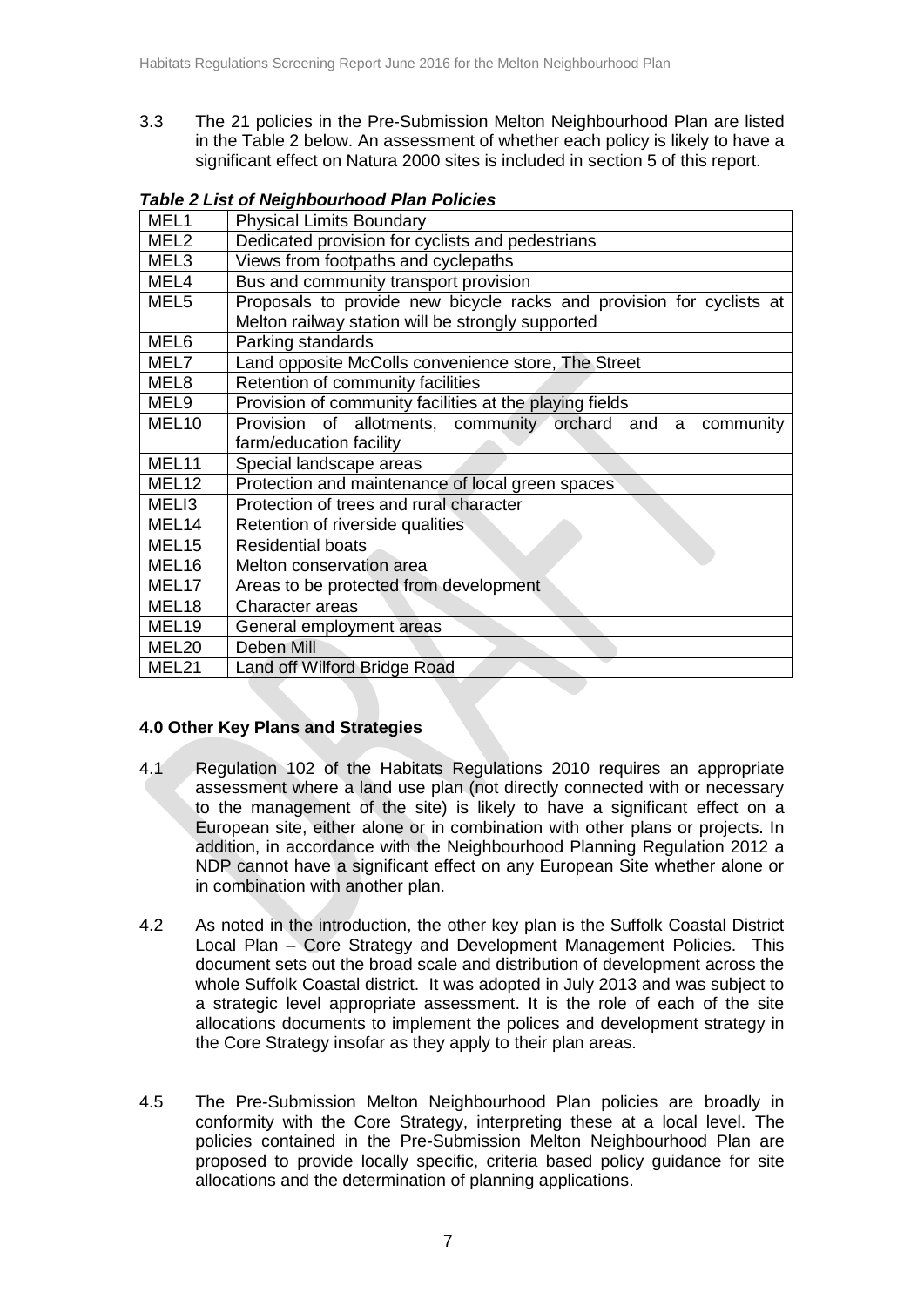3.3 The 21 policies in the Pre-Submission Melton Neighbourhood Plan are listed in the Table 2 below. An assessment of whether each policy is likely to have a significant effect on Natura 2000 sites is included in section 5 of this report.

***Table 2 List of Neighbourhood Plan Policies***

| | |
|---|---|
| MEL1 | Physical Limits Boundary |
| MEL2 | Dedicated provision for cyclists and pedestrians |
| MEL3 | Views from footpaths and cyclepaths |
| MEL4 | Bus and community transport provision |
| MEL5 | Proposals to provide new bicycle racks and provision for cyclists at Melton railway station will be strongly supported |
| MEL6 | Parking standards |
| MEL7 | Land opposite McColls convenience store, The Street |
| MEL8 | Retention of community facilities |
| MEL9 | Provision of community facilities at the playing fields |
| MEL10 | Provision of allotments, community orchard and a community farm/education facility |
| MEL11 | Special landscape areas |
| MEL12 | Protection and maintenance of local green spaces |
| MELI3 | Protection of trees and rural character |
| MEL14 | Retention of riverside qualities |
| MEL15 | Residential boats |
| MEL16 | Melton conservation area |
| MEL17 | Areas to be protected from development |
| MEL18 | Character areas |
| MEL19 | General employment areas |
| MEL20 | Deben Mill |
| MEL21 | Land off Wilford Bridge Road |

**4.0 Other Key Plans and Strategies**

4.1 Regulation 102 of the Habitats Regulations 2010 requires an appropriate assessment where a land use plan (not directly connected with or necessary to the management of the site) is likely to have a significant effect on a European site, either alone or in combination with other plans or projects. In addition, in accordance with the Neighbourhood Planning Regulation 2012 a NDP cannot have a significant effect on any European Site whether alone or in combination with another plan.

4.2 As noted in the introduction, the other key plan is the Suffolk Coastal District Local Plan – Core Strategy and Development Management Policies. This document sets out the broad scale and distribution of development across the whole Suffolk Coastal district. It was adopted in July 2013 and was subject to a strategic level appropriate assessment. It is the role of each of the site allocations documents to implement the polices and development strategy in the Core Strategy insofar as they apply to their plan areas.

4.5 The Pre-Submission Melton Neighbourhood Plan policies are broadly in conformity with the Core Strategy, interpreting these at a local level. The policies contained in the Pre-Submission Melton Neighbourhood Plan are proposed to provide locally specific, criteria based policy guidance for site allocations and the determination of planning applications.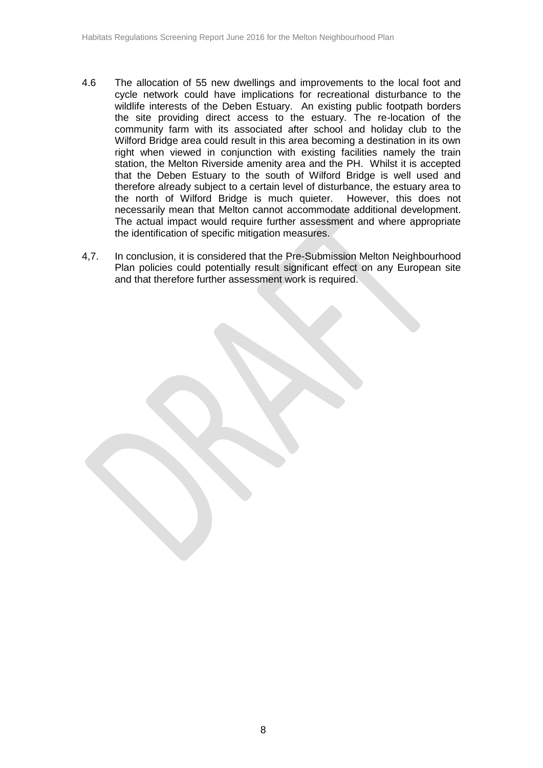4.6 The allocation of 55 new dwellings and improvements to the local foot and cycle network could have implications for recreational disturbance to the wildlife interests of the Deben Estuary. An existing public footpath borders the site providing direct access to the estuary. The re-location of the community farm with its associated after school and holiday club to the Wilford Bridge area could result in this area becoming a destination in its own right when viewed in conjunction with existing facilities namely the train station, the Melton Riverside amenity area and the PH. Whilst it is accepted that the Deben Estuary to the south of Wilford Bridge is well used and therefore already subject to a certain level of disturbance, the estuary area to the north of Wilford Bridge is much quieter. However, this does not necessarily mean that Melton cannot accommodate additional development. The actual impact would require further assessment and where appropriate the identification of specific mitigation measures.

4,7. In conclusion, it is considered that the Pre-Submission Melton Neighbourhood Plan policies could potentially result significant effect on any European site and that therefore further assessment work is required.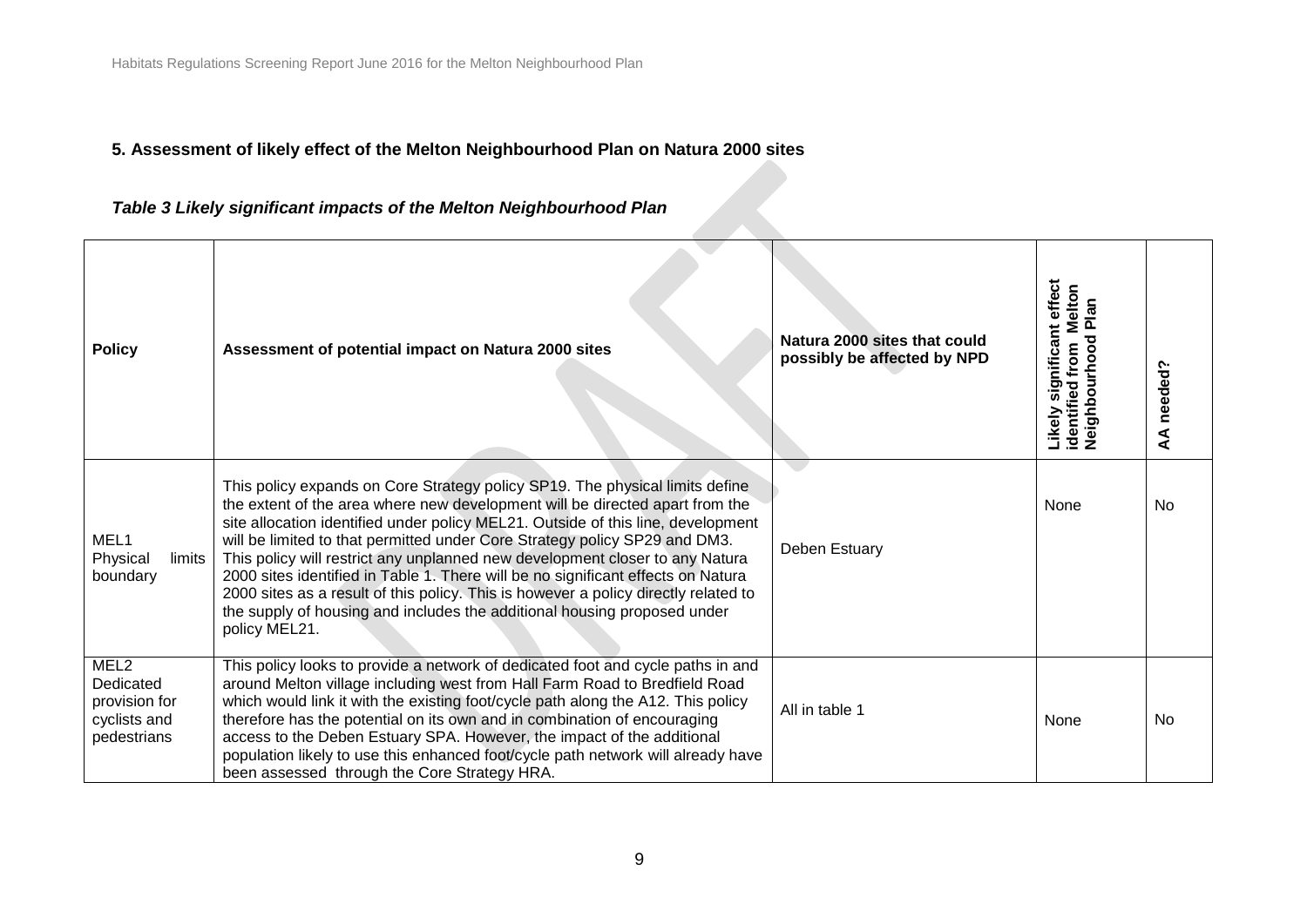## 5. Assessment of likely effect of the Melton Neighbourhood Plan on Natura 2000 sites

***Table 3 Likely significant impacts of the Melton Neighbourhood Plan***

| Policy | Assessment of potential impact on Natura 2000 sites | Natura 2000 sites that could possibly be affected by NPD | Likely significant effect identified from Melton Neighbourhood Plan | AA needed? |
|---|---|---|---|---|
| MEL1 Physical limits boundary | This policy expands on Core Strategy policy SP19. The physical limits define the extent of the area where new development will be directed apart from the site allocation identified under policy MEL21. Outside of this line, development will be limited to that permitted under Core Strategy policy SP29 and DM3. This policy will restrict any unplanned new development closer to any Natura 2000 sites identified in Table 1. There will be no significant effects on Natura 2000 sites as a result of this policy. This is however a policy directly related to the supply of housing and includes the additional housing proposed under policy MEL21. | Deben Estuary | None | No |
| MEL2 Dedicated provision for cyclists and pedestrians | This policy looks to provide a network of dedicated foot and cycle paths in and around Melton village including west from Hall Farm Road to Bredfield Road which would link it with the existing foot/cycle path along the A12. This policy therefore has the potential on its own and in combination of encouraging access to the Deben Estuary SPA. However, the impact of the additional population likely to use this enhanced foot/cycle path network will already have been assessed through the Core Strategy HRA. | All in table 1 | None | No |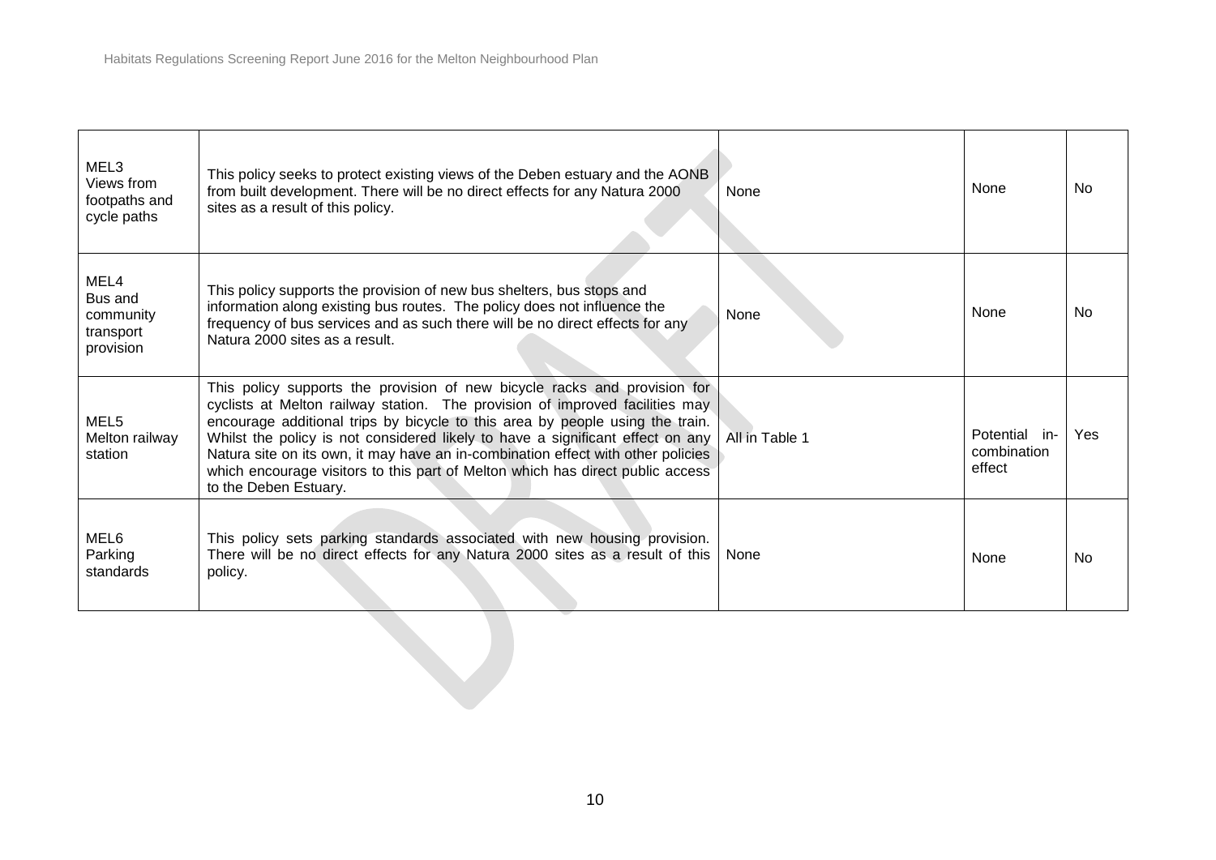| MEL3 Views from footpaths and cycle paths | This policy seeks to protect existing views of the Deben estuary and the AONB from built development. There will be no direct effects for any Natura 2000 sites as a result of this policy. | None | None | No |
|---|---|---|---|---|
| MEL4 Bus and community transport provision | This policy supports the provision of new bus shelters, bus stops and information along existing bus routes. The policy does not influence the frequency of bus services and as such there will be no direct effects for any Natura 2000 sites as a result. | None | None | No |
| MEL5 Melton railway station | This policy supports the provision of new bicycle racks and provision for cyclists at Melton railway station. The provision of improved facilities may encourage additional trips by bicycle to this area by people using the train. Whilst the policy is not considered likely to have a significant effect on any Natura site on its own, it may have an in-combination effect with other policies which encourage visitors to this part of Melton which has direct public access to the Deben Estuary. | All in Table 1 | Potential in-combination effect | Yes |
| MEL6 Parking standards | This policy sets parking standards associated with new housing provision. There will be no direct effects for any Natura 2000 sites as a result of this policy. | None | None | No |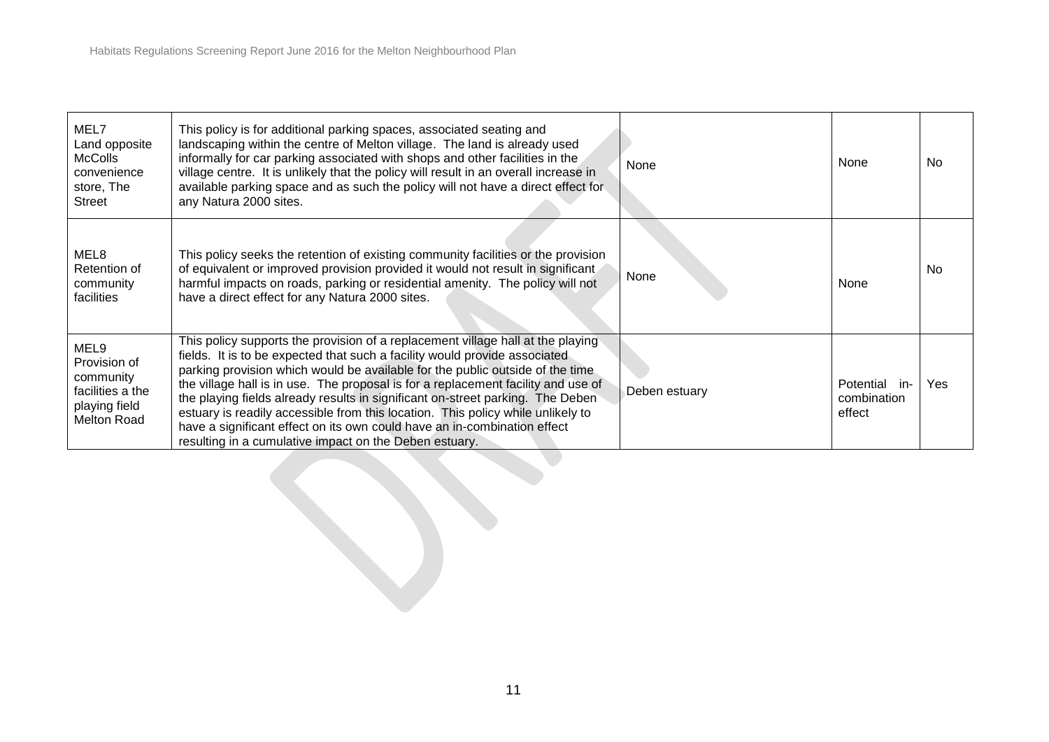| | | | | |
|---|---|---|---|---|
| MEL7 Land opposite McColls convenience store, The Street | This policy is for additional parking spaces, associated seating and landscaping within the centre of Melton village. The land is already used informally for car parking associated with shops and other facilities in the village centre. It is unlikely that the policy will result in an overall increase in available parking space and as such the policy will not have a direct effect for any Natura 2000 sites. | None | None | No |
| MEL8 Retention of community facilities | This policy seeks the retention of existing community facilities or the provision of equivalent or improved provision provided it would not result in significant harmful impacts on roads, parking or residential amenity. The policy will not have a direct effect for any Natura 2000 sites. | None | None | No |
| MEL9 Provision of community facilities a the playing field Melton Road | This policy supports the provision of a replacement village hall at the playing fields. It is to be expected that such a facility would provide associated parking provision which would be available for the public outside of the time the village hall is in use. The proposal is for a replacement facility and use of the playing fields already results in significant on-street parking. The Deben estuary is readily accessible from this location. This policy while unlikely to have a significant effect on its own could have an in-combination effect resulting in a cumulative impact on the Deben estuary. | Deben estuary | Potential in-combination effect | Yes |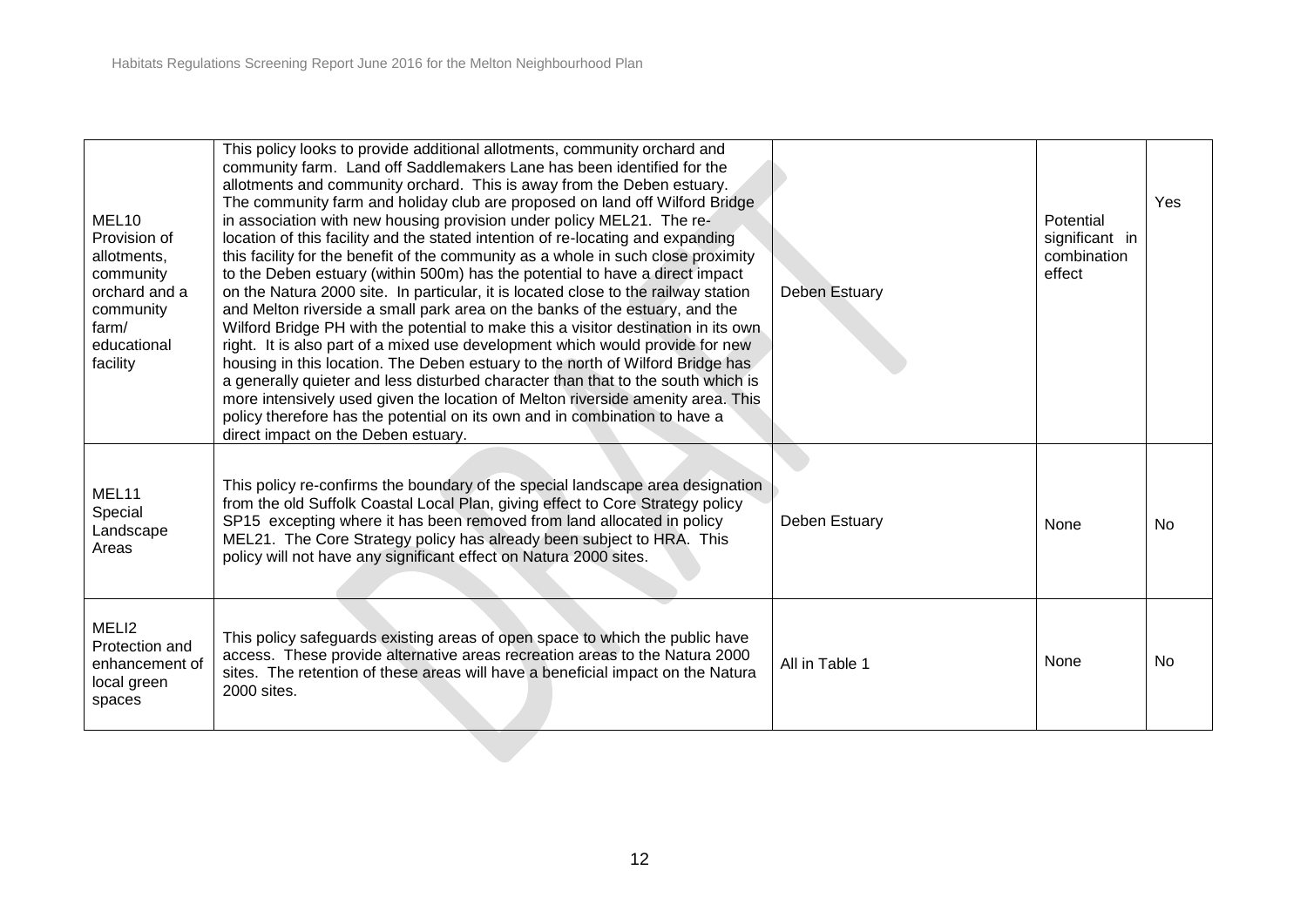| | | | | |
|---|---|---|---|---|
| MEL10 Provision of allotments, community orchard and a community farm/ educational facility | This policy looks to provide additional allotments, community orchard and community farm. Land off Saddlemakers Lane has been identified for the allotments and community orchard. This is away from the Deben estuary. The community farm and holiday club are proposed on land off Wilford Bridge in association with new housing provision under policy MEL21. The re-location of this facility and the stated intention of re-locating and expanding this facility for the benefit of the community as a whole in such close proximity to the Deben estuary (within 500m) has the potential to have a direct impact on the Natura 2000 site. In particular, it is located close to the railway station and Melton riverside a small park area on the banks of the estuary, and the Wilford Bridge PH with the potential to make this a visitor destination in its own right. It is also part of a mixed use development which would provide for new housing in this location. The Deben estuary to the north of Wilford Bridge has a generally quieter and less disturbed character than that to the south which is more intensively used given the location of Melton riverside amenity area. This policy therefore has the potential on its own and in combination to have a direct impact on the Deben estuary. | Deben Estuary | Potential significant in combination effect | Yes |
| MEL11 Special Landscape Areas | This policy re-confirms the boundary of the special landscape area designation from the old Suffolk Coastal Local Plan, giving effect to Core Strategy policy SP15 excepting where it has been removed from land allocated in policy MEL21. The Core Strategy policy has already been subject to HRA. This policy will not have any significant effect on Natura 2000 sites. | Deben Estuary | None | No |
| MELI2 Protection and enhancement of local green spaces | This policy safeguards existing areas of open space to which the public have access. These provide alternative areas recreation areas to the Natura 2000 sites. The retention of these areas will have a beneficial impact on the Natura 2000 sites. | All in Table 1 | None | No |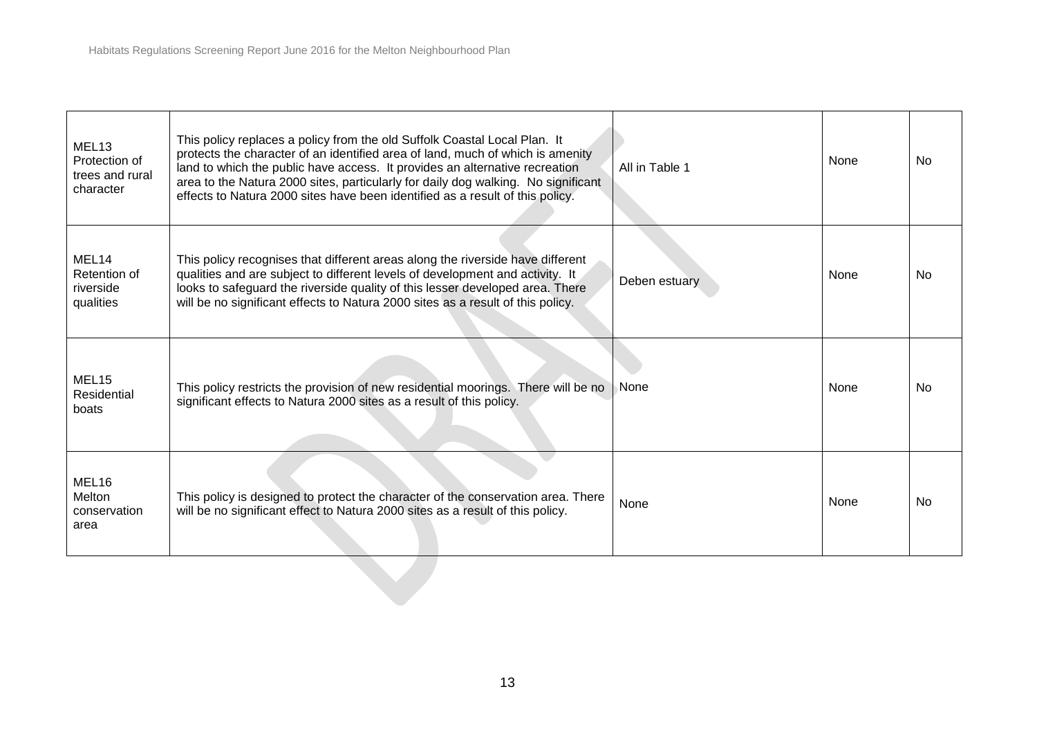| | | | | |
|---|---|---|---|---|
| MEL13 Protection of trees and rural character | This policy replaces a policy from the old Suffolk Coastal Local Plan. It protects the character of an identified area of land, much of which is amenity land to which the public have access. It provides an alternative recreation area to the Natura 2000 sites, particularly for daily dog walking. No significant effects to Natura 2000 sites have been identified as a result of this policy. | All in Table 1 | None | No |
| MEL14 Retention of riverside qualities | This policy recognises that different areas along the riverside have different qualities and are subject to different levels of development and activity. It looks to safeguard the riverside quality of this lesser developed area. There will be no significant effects to Natura 2000 sites as a result of this policy. | Deben estuary | None | No |
| MEL15 Residential boats | This policy restricts the provision of new residential moorings. There will be no significant effects to Natura 2000 sites as a result of this policy. | None | None | No |
| MEL16 Melton conservation area | This policy is designed to protect the character of the conservation area. There will be no significant effect to Natura 2000 sites as a result of this policy. | None | None | No |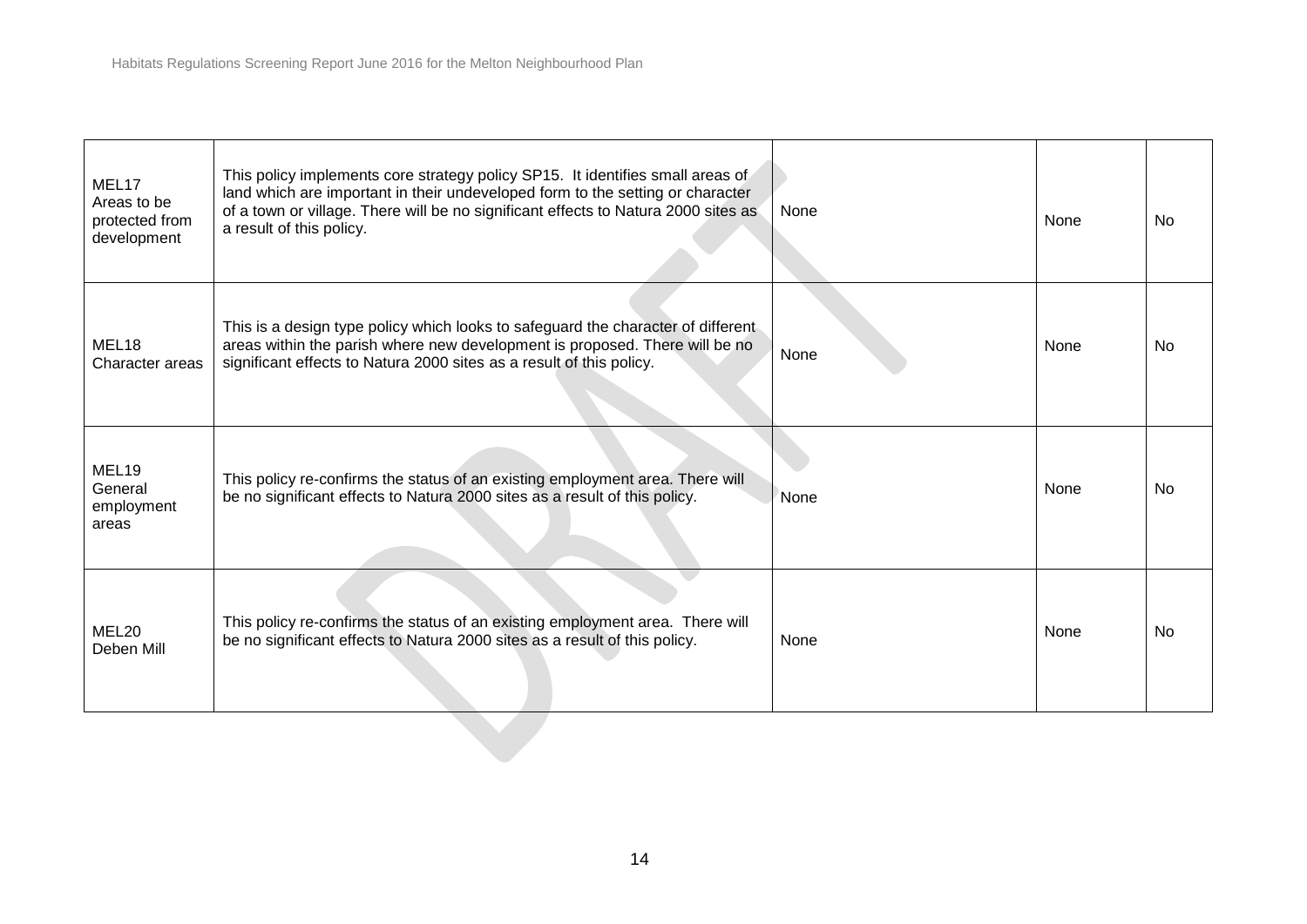| | | | | |
|---|---|---|---|---|
| MEL17 Areas to be protected from development | This policy implements core strategy policy SP15. It identifies small areas of land which are important in their undeveloped form to the setting or character of a town or village. There will be no significant effects to Natura 2000 sites as a result of this policy. | None | None | No |
| MEL18 Character areas | This is a design type policy which looks to safeguard the character of different areas within the parish where new development is proposed. There will be no significant effects to Natura 2000 sites as a result of this policy. | None | None | No |
| MEL19 General employment areas | This policy re-confirms the status of an existing employment area. There will be no significant effects to Natura 2000 sites as a result of this policy. | None | None | No |
| MEL20 Deben Mill | This policy re-confirms the status of an existing employment area. There will be no significant effects to Natura 2000 sites as a result of this policy. | None | None | No |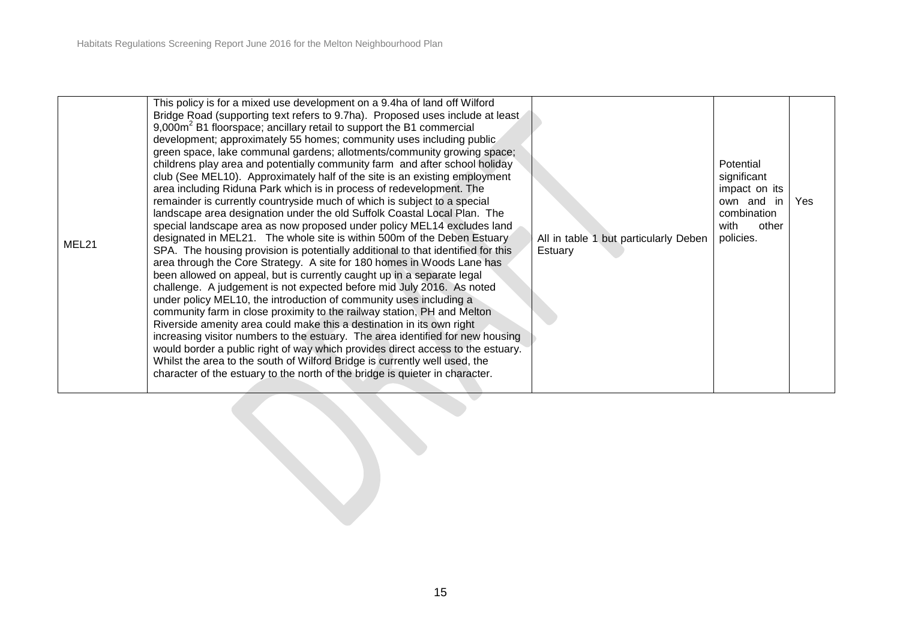| | | | | |
|---|---|---|---|---|
| MEL21 | This policy is for a mixed use development on a 9.4ha of land off Wilford Bridge Road (supporting text refers to 9.7ha). Proposed uses include at least 9,000m$^2$ B1 floorspace; ancillary retail to support the B1 commercial development; approximately 55 homes; community uses including public green space, lake communal gardens; allotments/community growing space; childrens play area and potentially community farm and after school holiday club (See MEL10). Approximately half of the site is an existing employment area including Riduna Park which is in process of redevelopment. The remainder is currently countryside much of which is subject to a special landscape area designation under the old Suffolk Coastal Local Plan. The special landscape area as now proposed under policy MEL14 excludes land designated in MEL21. The whole site is within 500m of the Deben Estuary SPA. The housing provision is potentially additional to that identified for this area through the Core Strategy. A site for 180 homes in Woods Lane has been allowed on appeal, but is currently caught up in a separate legal challenge. A judgement is not expected before mid July 2016. As noted under policy MEL10, the introduction of community uses including a community farm in close proximity to the railway station, PH and Melton Riverside amenity area could make this a destination in its own right increasing visitor numbers to the estuary. The area identified for new housing would border a public right of way which provides direct access to the estuary. Whilst the area to the south of Wilford Bridge is currently well used, the character of the estuary to the north of the bridge is quieter in character. | All in table 1 but particularly Deben Estuary | Potential significant impact on its own and in combination with other policies. | Yes |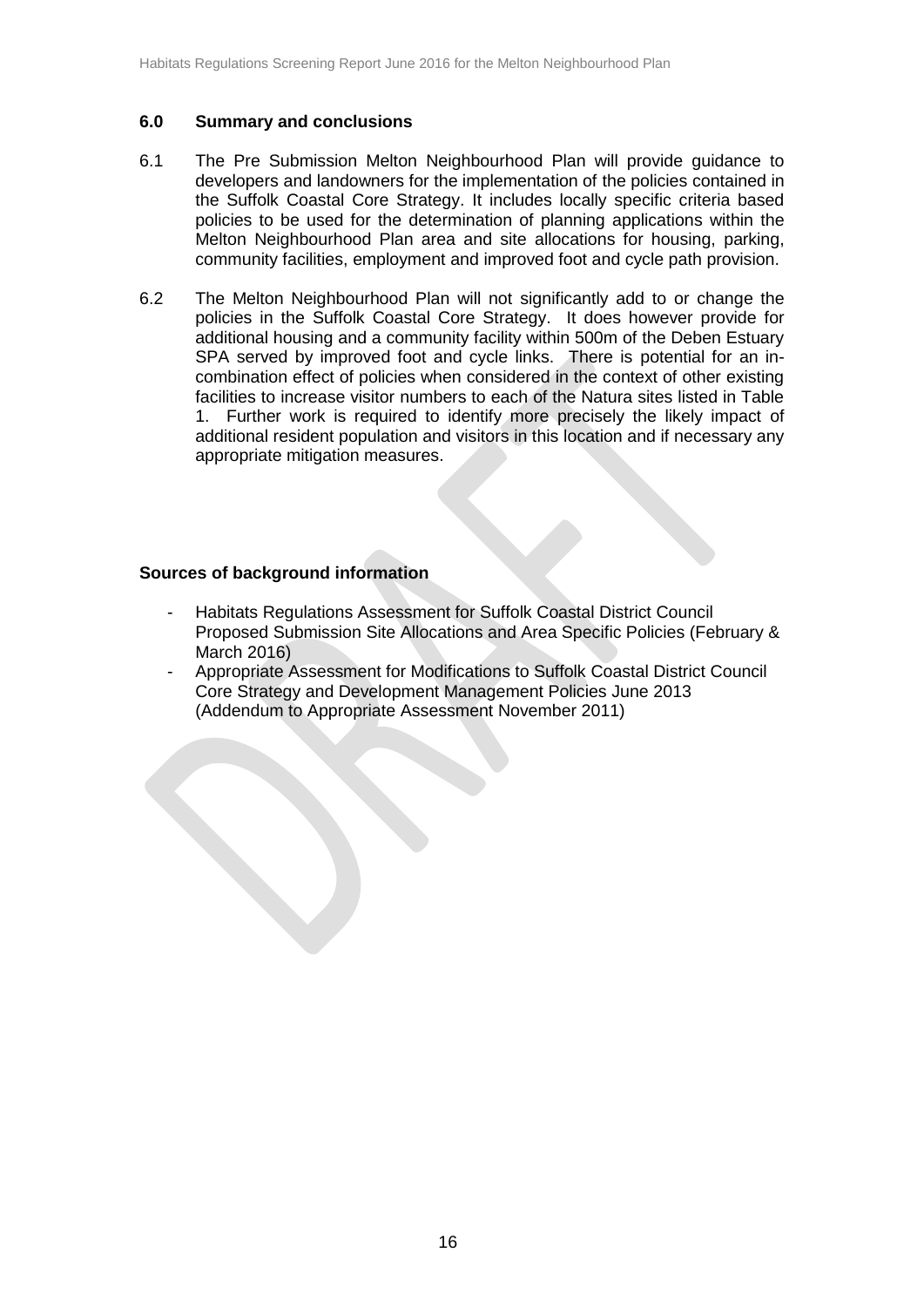## 6.0 Summary and conclusions

6.1 The Pre Submission Melton Neighbourhood Plan will provide guidance to developers and landowners for the implementation of the policies contained in the Suffolk Coastal Core Strategy. It includes locally specific criteria based policies to be used for the determination of planning applications within the Melton Neighbourhood Plan area and site allocations for housing, parking, community facilities, employment and improved foot and cycle path provision.

6.2 The Melton Neighbourhood Plan will not significantly add to or change the policies in the Suffolk Coastal Core Strategy. It does however provide for additional housing and a community facility within 500m of the Deben Estuary SPA served by improved foot and cycle links. There is potential for an in-combination effect of policies when considered in the context of other existing facilities to increase visitor numbers to each of the Natura sites listed in Table 1. Further work is required to identify more precisely the likely impact of additional resident population and visitors in this location and if necessary any appropriate mitigation measures.

**Sources of background information**

- Habitats Regulations Assessment for Suffolk Coastal District Council Proposed Submission Site Allocations and Area Specific Policies (February & March 2016)
- Appropriate Assessment for Modifications to Suffolk Coastal District Council Core Strategy and Development Management Policies June 2013 (Addendum to Appropriate Assessment November 2011)